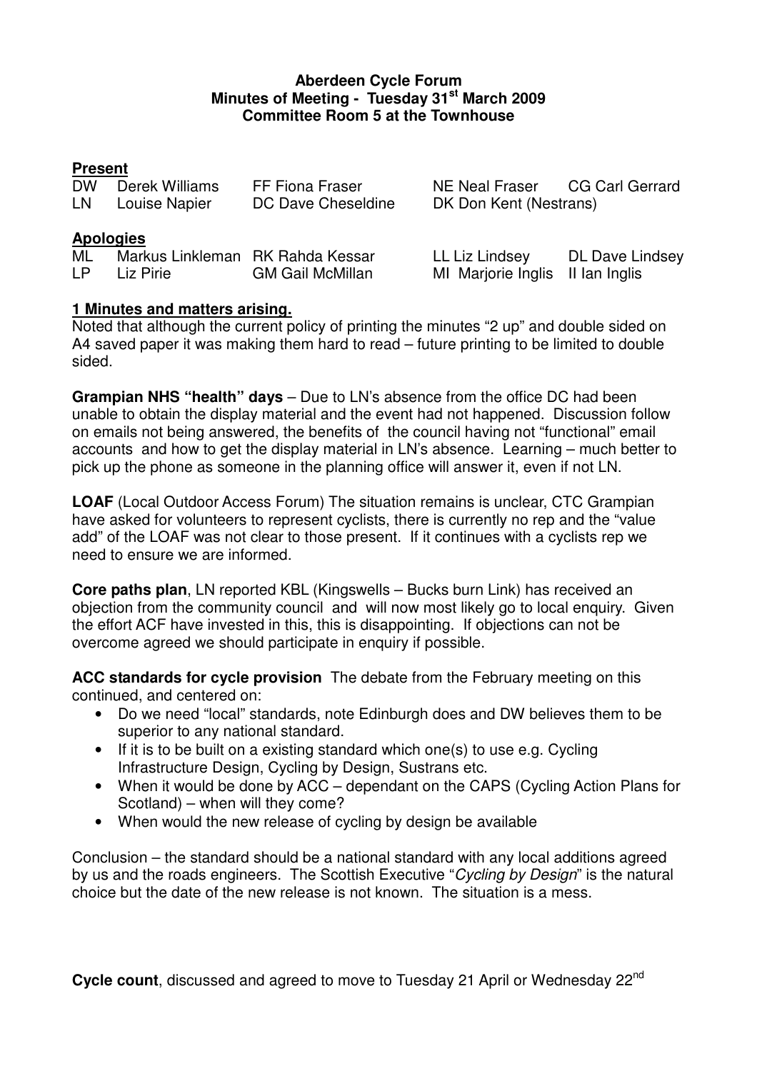**Aberdeen Cycle Forum**
**Minutes of Meeting - Tuesday 31st March 2009**
**Committee Room 5 at the Townhouse**

**Present**

| | | | | |
|---|---|---|---|---|
| DW | Derek Williams | FF Fiona Fraser | NE Neal Fraser | CG Carl Gerrard |
| LN | Louise Napier | DC Dave Cheseldine | DK Don Kent (Nestrans) | |

**Apologies**

| | | | | |
|---|---|---|---|---|
| ML | Markus Linkleman | RK Rahda Kessar | LL Liz Lindsey | DL Dave Lindsey |
| LP | Liz Pirie | GM Gail McMillan | MI Marjorie Inglis | II Ian Inglis |

**1 Minutes and matters arising.**

Noted that although the current policy of printing the minutes "2 up" and double sided on A4 saved paper it was making them hard to read – future printing to be limited to double sided.

**Grampian NHS "health" days** – Due to LN's absence from the office DC had been unable to obtain the display material and the event had not happened. Discussion follow on emails not being answered, the benefits of the council having not "functional" email accounts and how to get the display material in LN's absence. Learning – much better to pick up the phone as someone in the planning office will answer it, even if not LN.

**LOAF** (Local Outdoor Access Forum) The situation remains is unclear, CTC Grampian have asked for volunteers to represent cyclists, there is currently no rep and the "value add" of the LOAF was not clear to those present. If it continues with a cyclists rep we need to ensure we are informed.

**Core paths plan**, LN reported KBL (Kingswells – Bucks burn Link) has received an objection from the community council and will now most likely go to local enquiry. Given the effort ACF have invested in this, this is disappointing. If objections can not be overcome agreed we should participate in enquiry if possible.

**ACC standards for cycle provision** The debate from the February meeting on this continued, and centered on:

- Do we need "local" standards, note Edinburgh does and DW believes them to be superior to any national standard.
- If it is to be built on a existing standard which one(s) to use e.g. Cycling Infrastructure Design, Cycling by Design, Sustrans etc.
- When it would be done by ACC – dependant on the CAPS (Cycling Action Plans for Scotland) – when will they come?
- When would the new release of cycling by design be available

Conclusion – the standard should be a national standard with any local additions agreed by us and the roads engineers. The Scottish Executive "*Cycling by Design*" is the natural choice but the date of the new release is not known. The situation is a mess.

**Cycle count**, discussed and agreed to move to Tuesday 21 April or Wednesday 22nd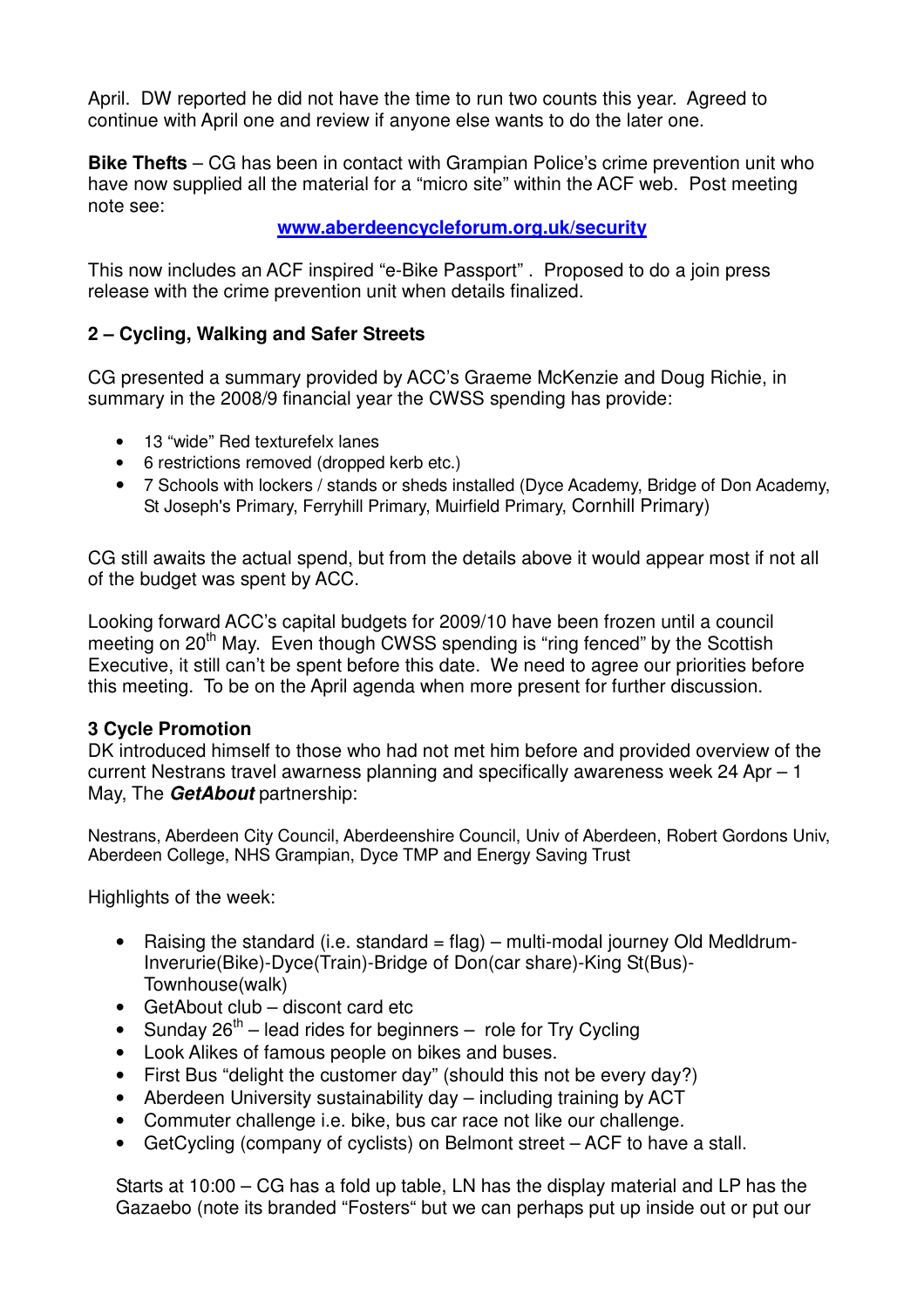April. DW reported he did not have the time to run two counts this year. Agreed to continue with April one and review if anyone else wants to do the later one.

**Bike Thefts** – CG has been in contact with Grampian Police's crime prevention unit who have now supplied all the material for a "micro site" within the ACF web. Post meeting note see:

www.aberdeencycleforum.org.uk/security

This now includes an ACF inspired "e-Bike Passport" . Proposed to do a join press release with the crime prevention unit when details finalized.

## 2 – Cycling, Walking and Safer Streets

CG presented a summary provided by ACC's Graeme McKenzie and Doug Richie, in summary in the 2008/9 financial year the CWSS spending has provide:

- 13 "wide" Red texturefelx lanes
- 6 restrictions removed (dropped kerb etc.)
- 7 Schools with lockers / stands or sheds installed (Dyce Academy, Bridge of Don Academy, St Joseph's Primary, Ferryhill Primary, Muirfield Primary, Cornhill Primary)

CG still awaits the actual spend, but from the details above it would appear most if not all of the budget was spent by ACC.

Looking forward ACC's capital budgets for 2009/10 have been frozen until a council meeting on 20th May. Even though CWSS spending is "ring fenced" by the Scottish Executive, it still can't be spent before this date. We need to agree our priorities before this meeting. To be on the April agenda when more present for further discussion.

## 3 Cycle Promotion

DK introduced himself to those who had not met him before and provided overview of the current Nestrans travel awarness planning and specifically awareness week 24 Apr – 1 May, The ***GetAbout*** partnership:

Nestrans, Aberdeen City Council, Aberdeenshire Council, Univ of Aberdeen, Robert Gordons Univ, Aberdeen College, NHS Grampian, Dyce TMP and Energy Saving Trust

Highlights of the week:

- Raising the standard (i.e. standard = flag) – multi-modal journey Old Medldrum-Inverurie(Bike)-Dyce(Train)-Bridge of Don(car share)-King St(Bus)-Townhouse(walk)
- GetAbout club – discont card etc
- Sunday 26th – lead rides for beginners – role for Try Cycling
- Look Alikes of famous people on bikes and buses.
- First Bus "delight the customer day" (should this not be every day?)
- Aberdeen University sustainability day – including training by ACT
- Commuter challenge i.e. bike, bus car race not like our challenge.
- GetCycling (company of cyclists) on Belmont street – ACF to have a stall.

Starts at 10:00 – CG has a fold up table, LN has the display material and LP has the Gazaebo (note its branded "Fosters" but we can perhaps put up inside out or put our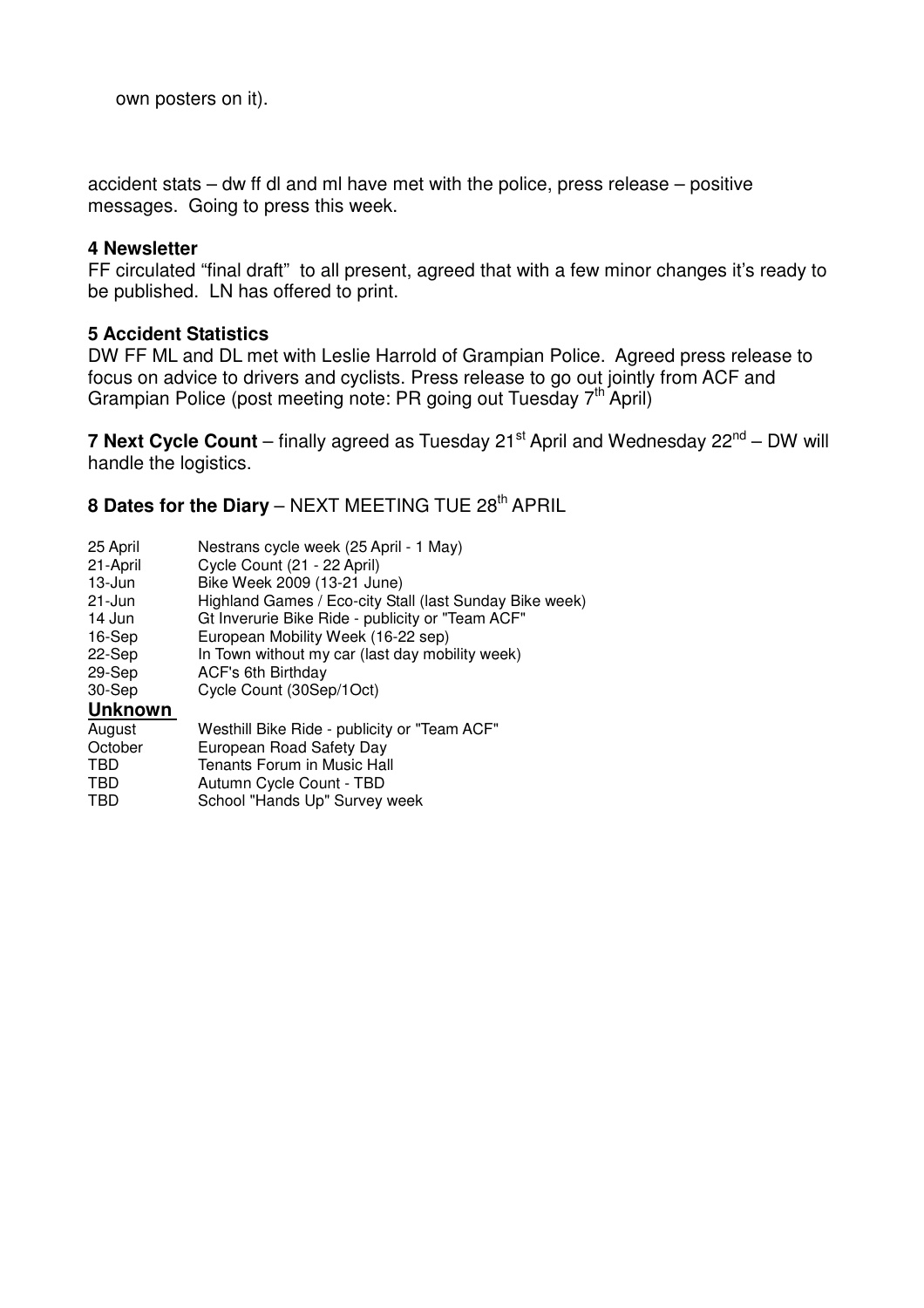own posters on it).

accident stats – dw ff dl and ml have met with the police, press release – positive messages. Going to press this week.

**4 Newsletter**

FF circulated "final draft" to all present, agreed that with a few minor changes it's ready to be published. LN has offered to print.

**5 Accident Statistics**

DW FF ML and DL met with Leslie Harrold of Grampian Police. Agreed press release to focus on advice to drivers and cyclists. Press release to go out jointly from ACF and Grampian Police (post meeting note: PR going out Tuesday 7th April)

**7 Next Cycle Count** – finally agreed as Tuesday 21st April and Wednesday 22nd – DW will handle the logistics.

**8 Dates for the Diary** – NEXT MEETING TUE 28th APRIL

| | |
|---|---|
| 25 April | Nestrans cycle week (25 April - 1 May) |
| 21-April | Cycle Count (21 - 22 April) |
| 13-Jun | Bike Week 2009 (13-21 June) |
| 21-Jun | Highland Games / Eco-city Stall (last Sunday Bike week) |
| 14 Jun | Gt Inverurie Bike Ride - publicity or "Team ACF" |
| 16-Sep | European Mobility Week (16-22 sep) |
| 22-Sep | In Town without my car (last day mobility week) |
| 29-Sep | ACF's 6th Birthday |
| 30-Sep | Cycle Count (30Sep/1Oct) |
| **Unknown** | |
| August | Westhill Bike Ride - publicity or "Team ACF" |
| October | European Road Safety Day |
| TBD | Tenants Forum in Music Hall |
| TBD | Autumn Cycle Count - TBD |
| TBD | School "Hands Up" Survey week |